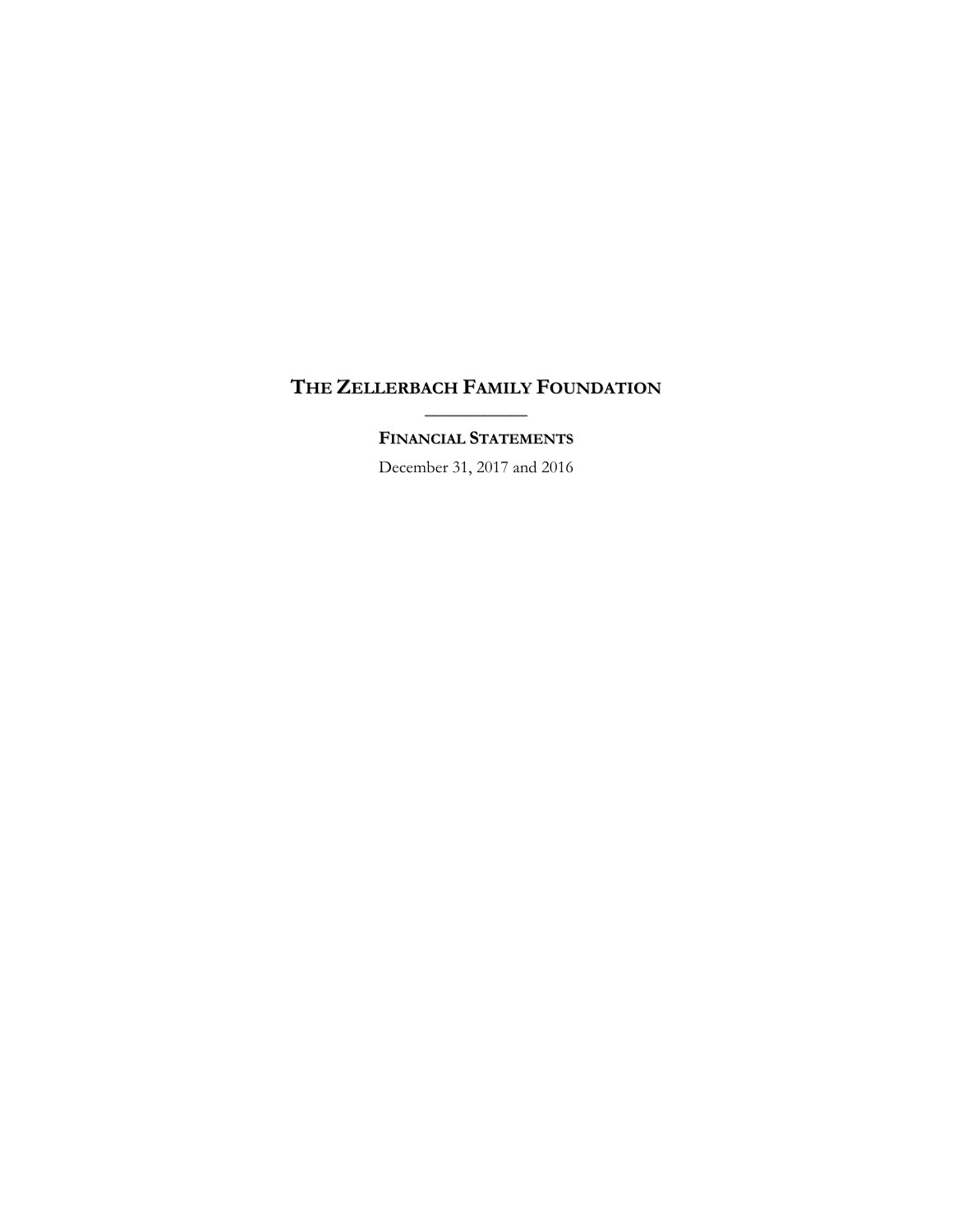# THE ZELLERBACH FAMILY FOUNDATION

---

## FINANCIAL STATEMENTS

December 31, 2017 and 2016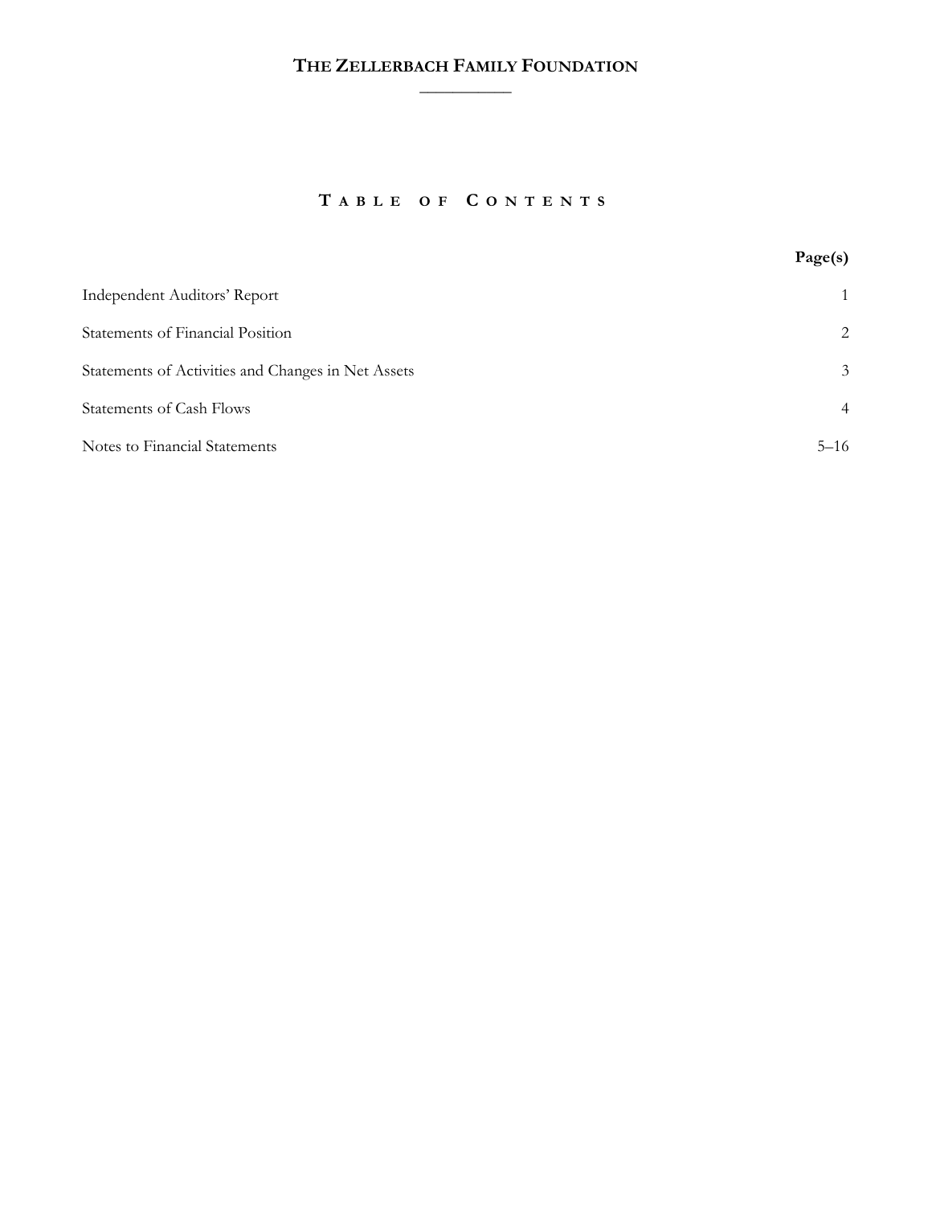# THE ZELLERBACH FAMILY FOUNDATION

## TABLE OF CONTENTS

| | Page(s) |
|---|---|
| Independent Auditors' Report | 1 |
| Statements of Financial Position | 2 |
| Statements of Activities and Changes in Net Assets | 3 |
| Statements of Cash Flows | 4 |
| Notes to Financial Statements | 5–16 |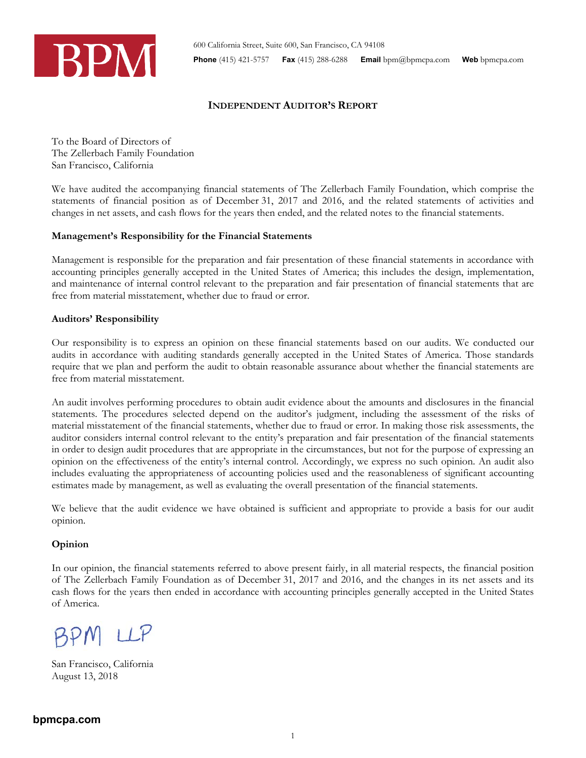600 California Street, Suite 600, San Francisco, CA 94108
**Phone** (415) 421-5757 **Fax** (415) 288-6288 **Email** bpm@bpmcpa.com **Web** bpmcpa.com

## INDEPENDENT AUDITOR'S REPORT

To the Board of Directors of
The Zellerbach Family Foundation
San Francisco, California

We have audited the accompanying financial statements of The Zellerbach Family Foundation, which comprise the statements of financial position as of December 31, 2017 and 2016, and the related statements of activities and changes in net assets, and cash flows for the years then ended, and the related notes to the financial statements.

### Management's Responsibility for the Financial Statements

Management is responsible for the preparation and fair presentation of these financial statements in accordance with accounting principles generally accepted in the United States of America; this includes the design, implementation, and maintenance of internal control relevant to the preparation and fair presentation of financial statements that are free from material misstatement, whether due to fraud or error.

### Auditors' Responsibility

Our responsibility is to express an opinion on these financial statements based on our audits. We conducted our audits in accordance with auditing standards generally accepted in the United States of America. Those standards require that we plan and perform the audit to obtain reasonable assurance about whether the financial statements are free from material misstatement.

An audit involves performing procedures to obtain audit evidence about the amounts and disclosures in the financial statements. The procedures selected depend on the auditor's judgment, including the assessment of the risks of material misstatement of the financial statements, whether due to fraud or error. In making those risk assessments, the auditor considers internal control relevant to the entity's preparation and fair presentation of the financial statements in order to design audit procedures that are appropriate in the circumstances, but not for the purpose of expressing an opinion on the effectiveness of the entity's internal control. Accordingly, we express no such opinion. An audit also includes evaluating the appropriateness of accounting policies used and the reasonableness of significant accounting estimates made by management, as well as evaluating the overall presentation of the financial statements.

We believe that the audit evidence we have obtained is sufficient and appropriate to provide a basis for our audit opinion.

### Opinion

In our opinion, the financial statements referred to above present fairly, in all material respects, the financial position of The Zellerbach Family Foundation as of December 31, 2017 and 2016, and the changes in its net assets and its cash flows for the years then ended in accordance with accounting principles generally accepted in the United States of America.

BPM LLP

San Francisco, California
August 13, 2018

bpmcpa.com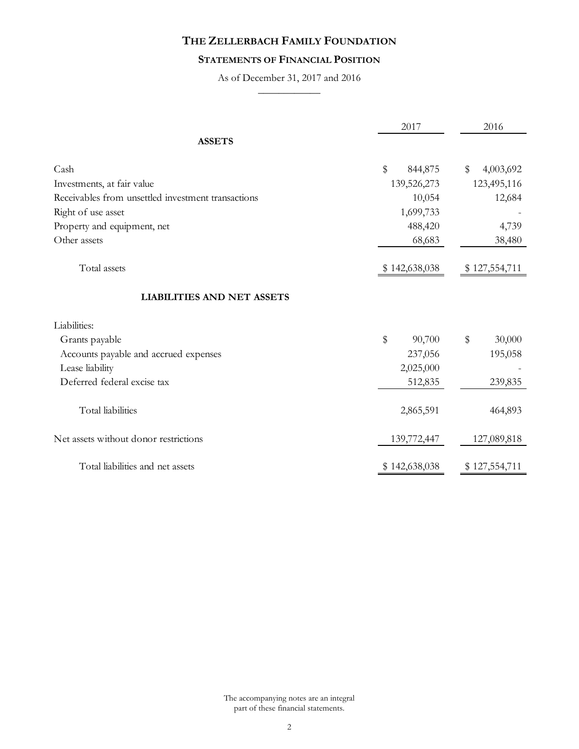# THE ZELLERBACH FAMILY FOUNDATION

## STATEMENTS OF FINANCIAL POSITION

As of December 31, 2017 and 2016

| | 2017 | 2016 |
|---|---|---|
| **ASSETS** | | |
| Cash | $ 844,875 | $ 4,003,692 |
| Investments, at fair value | 139,526,273 | 123,495,116 |
| Receivables from unsettled investment transactions | 10,054 | 12,684 |
| Right of use asset | 1,699,733 | - |
| Property and equipment, net | 488,420 | 4,739 |
| Other assets | 68,683 | 38,480 |
| Total assets | $ 142,638,038 | $ 127,554,711 |
| **LIABILITIES AND NET ASSETS** | | |
| Liabilities: | | |
| Grants payable | $ 90,700 | $ 30,000 |
| Accounts payable and accrued expenses | 237,056 | 195,058 |
| Lease liability | 2,025,000 | - |
| Deferred federal excise tax | 512,835 | 239,835 |
| Total liabilities | 2,865,591 | 464,893 |
| Net assets without donor restrictions | 139,772,447 | 127,089,818 |
| Total liabilities and net assets | $ 142,638,038 | $ 127,554,711 |

The accompanying notes are an integral part of these financial statements.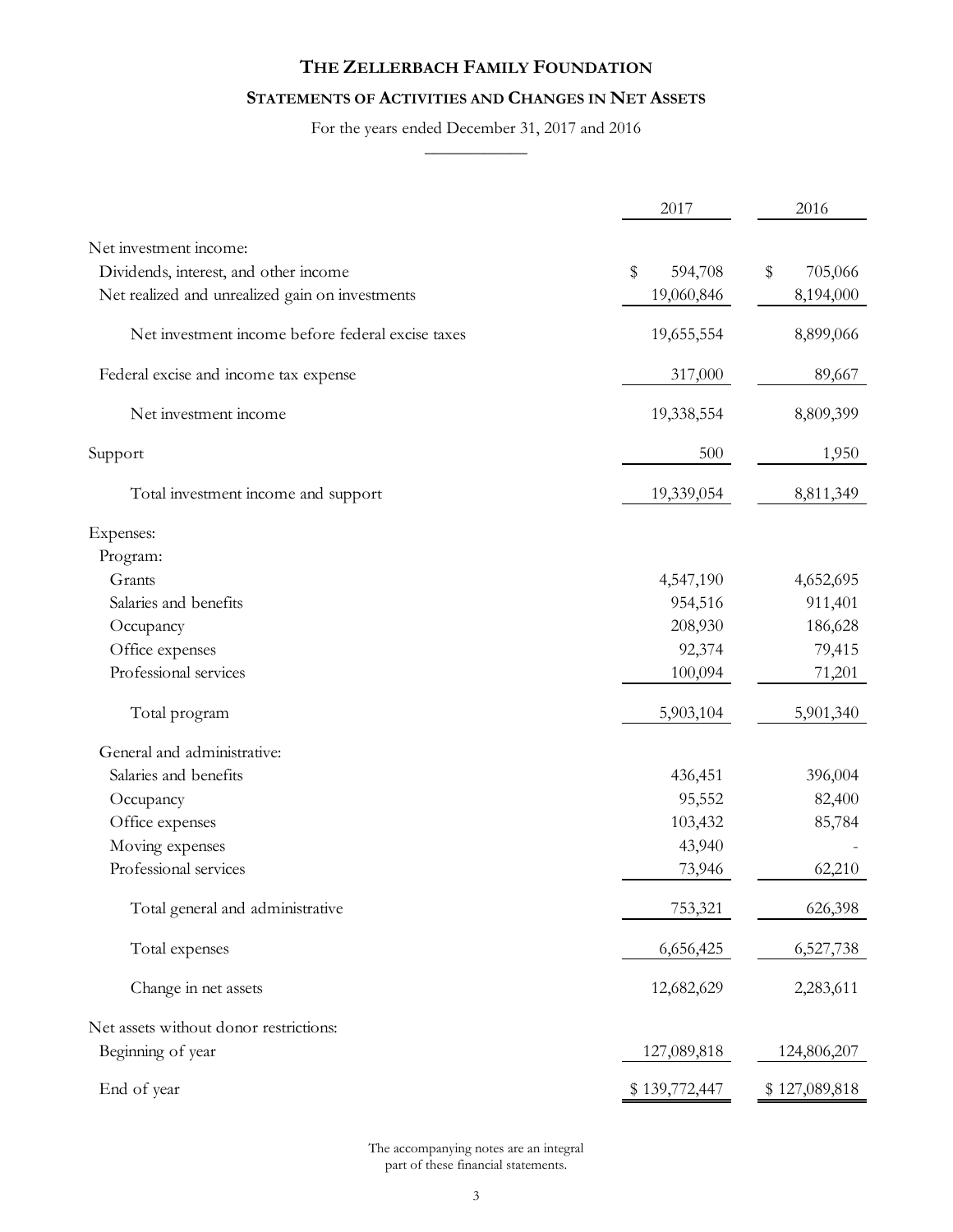# THE ZELLERBACH FAMILY FOUNDATION

## STATEMENTS OF ACTIVITIES AND CHANGES IN NET ASSETS

For the years ended December 31, 2017 and 2016

| | 2017 | 2016 |
|---|---|---|
| Net investment income: | | |
| Dividends, interest, and other income | $ 594,708 | $ 705,066 |
| Net realized and unrealized gain on investments | 19,060,846 | 8,194,000 |
| Net investment income before federal excise taxes | 19,655,554 | 8,899,066 |
| Federal excise and income tax expense | 317,000 | 89,667 |
| Net investment income | 19,338,554 | 8,809,399 |
| Support | 500 | 1,950 |
| Total investment income and support | 19,339,054 | 8,811,349 |
| Expenses: | | |
| Program: | | |
| Grants | 4,547,190 | 4,652,695 |
| Salaries and benefits | 954,516 | 911,401 |
| Occupancy | 208,930 | 186,628 |
| Office expenses | 92,374 | 79,415 |
| Professional services | 100,094 | 71,201 |
| Total program | 5,903,104 | 5,901,340 |
| General and administrative: | | |
| Salaries and benefits | 436,451 | 396,004 |
| Occupancy | 95,552 | 82,400 |
| Office expenses | 103,432 | 85,784 |
| Moving expenses | 43,940 | - |
| Professional services | 73,946 | 62,210 |
| Total general and administrative | 753,321 | 626,398 |
| Total expenses | 6,656,425 | 6,527,738 |
| Change in net assets | 12,682,629 | 2,283,611 |
| Net assets without donor restrictions: | | |
| Beginning of year | 127,089,818 | 124,806,207 |
| End of year | $ 139,772,447 | $ 127,089,818 |

The accompanying notes are an integral part of these financial statements.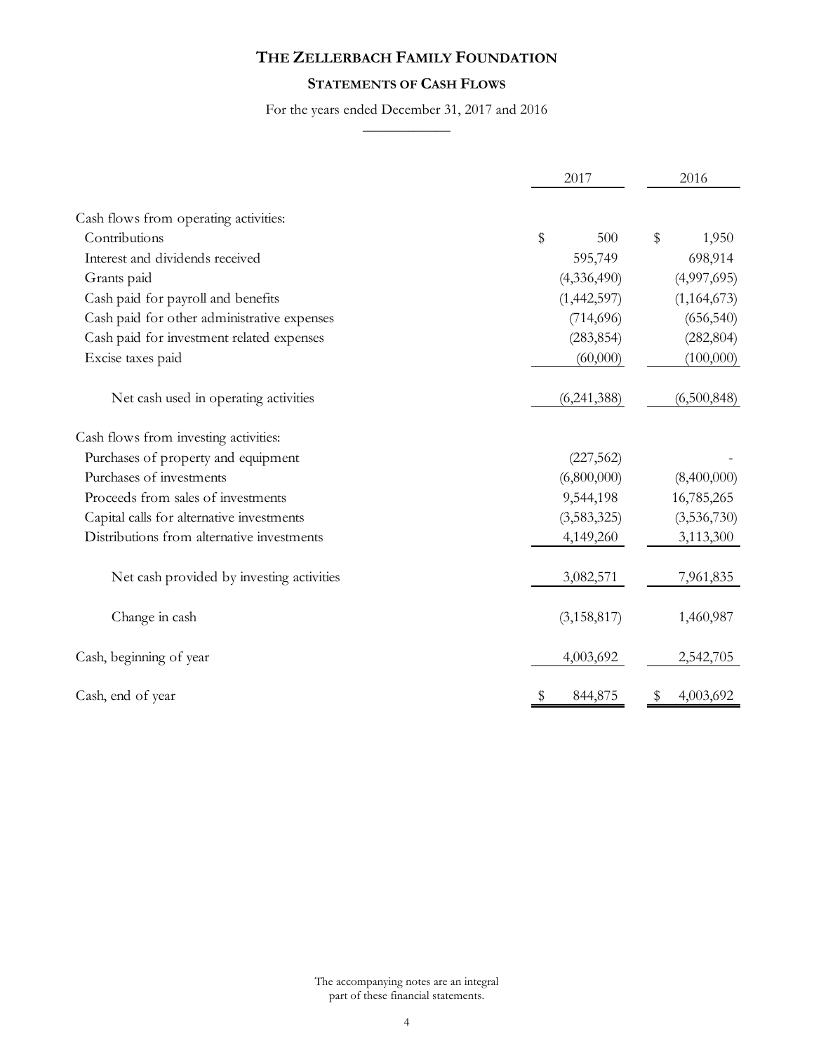# THE ZELLERBACH FAMILY FOUNDATION

## STATEMENTS OF CASH FLOWS

For the years ended December 31, 2017 and 2016

| | 2017 | 2016 |
|---|---|---|
| Cash flows from operating activities: | | |
| Contributions | $ 500 | $ 1,950 |
| Interest and dividends received | 595,749 | 698,914 |
| Grants paid | (4,336,490) | (4,997,695) |
| Cash paid for payroll and benefits | (1,442,597) | (1,164,673) |
| Cash paid for other administrative expenses | (714,696) | (656,540) |
| Cash paid for investment related expenses | (283,854) | (282,804) |
| Excise taxes paid | (60,000) | (100,000) |
| Net cash used in operating activities | (6,241,388) | (6,500,848) |
| Cash flows from investing activities: | | |
| Purchases of property and equipment | (227,562) | - |
| Purchases of investments | (6,800,000) | (8,400,000) |
| Proceeds from sales of investments | 9,544,198 | 16,785,265 |
| Capital calls for alternative investments | (3,583,325) | (3,536,730) |
| Distributions from alternative investments | 4,149,260 | 3,113,300 |
| Net cash provided by investing activities | 3,082,571 | 7,961,835 |
| Change in cash | (3,158,817) | 1,460,987 |
| Cash, beginning of year | 4,003,692 | 2,542,705 |
| Cash, end of year | $ 844,875 | $ 4,003,692 |

The accompanying notes are an integral part of these financial statements.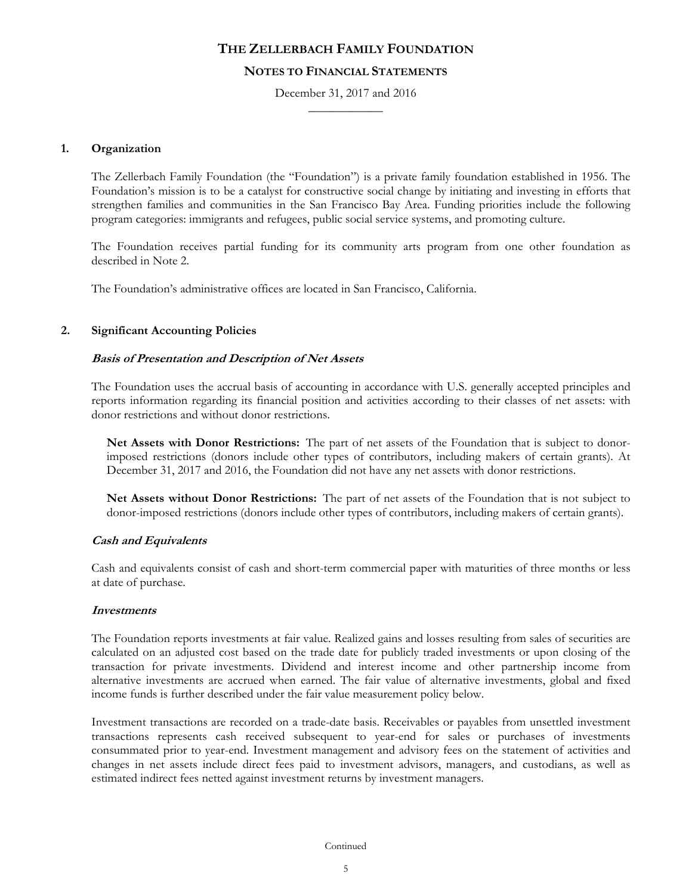# THE ZELLERBACH FAMILY FOUNDATION

## NOTES TO FINANCIAL STATEMENTS

December 31, 2017 and 2016

### 1. Organization

The Zellerbach Family Foundation (the "Foundation") is a private family foundation established in 1956. The Foundation's mission is to be a catalyst for constructive social change by initiating and investing in efforts that strengthen families and communities in the San Francisco Bay Area. Funding priorities include the following program categories: immigrants and refugees, public social service systems, and promoting culture.

The Foundation receives partial funding for its community arts program from one other foundation as described in Note 2.

The Foundation's administrative offices are located in San Francisco, California.

### 2. Significant Accounting Policies

***Basis of Presentation and Description of Net Assets***

The Foundation uses the accrual basis of accounting in accordance with U.S. generally accepted principles and reports information regarding its financial position and activities according to their classes of net assets: with donor restrictions and without donor restrictions.

**Net Assets with Donor Restrictions:** The part of net assets of the Foundation that is subject to donor-imposed restrictions (donors include other types of contributors, including makers of certain grants). At December 31, 2017 and 2016, the Foundation did not have any net assets with donor restrictions.

**Net Assets without Donor Restrictions:** The part of net assets of the Foundation that is not subject to donor-imposed restrictions (donors include other types of contributors, including makers of certain grants).

***Cash and Equivalents***

Cash and equivalents consist of cash and short-term commercial paper with maturities of three months or less at date of purchase.

***Investments***

The Foundation reports investments at fair value. Realized gains and losses resulting from sales of securities are calculated on an adjusted cost based on the trade date for publicly traded investments or upon closing of the transaction for private investments. Dividend and interest income and other partnership income from alternative investments are accrued when earned. The fair value of alternative investments, global and fixed income funds is further described under the fair value measurement policy below.

Investment transactions are recorded on a trade-date basis. Receivables or payables from unsettled investment transactions represents cash received subsequent to year-end for sales or purchases of investments consummated prior to year-end. Investment management and advisory fees on the statement of activities and changes in net assets include direct fees paid to investment advisors, managers, and custodians, as well as estimated indirect fees netted against investment returns by investment managers.

Continued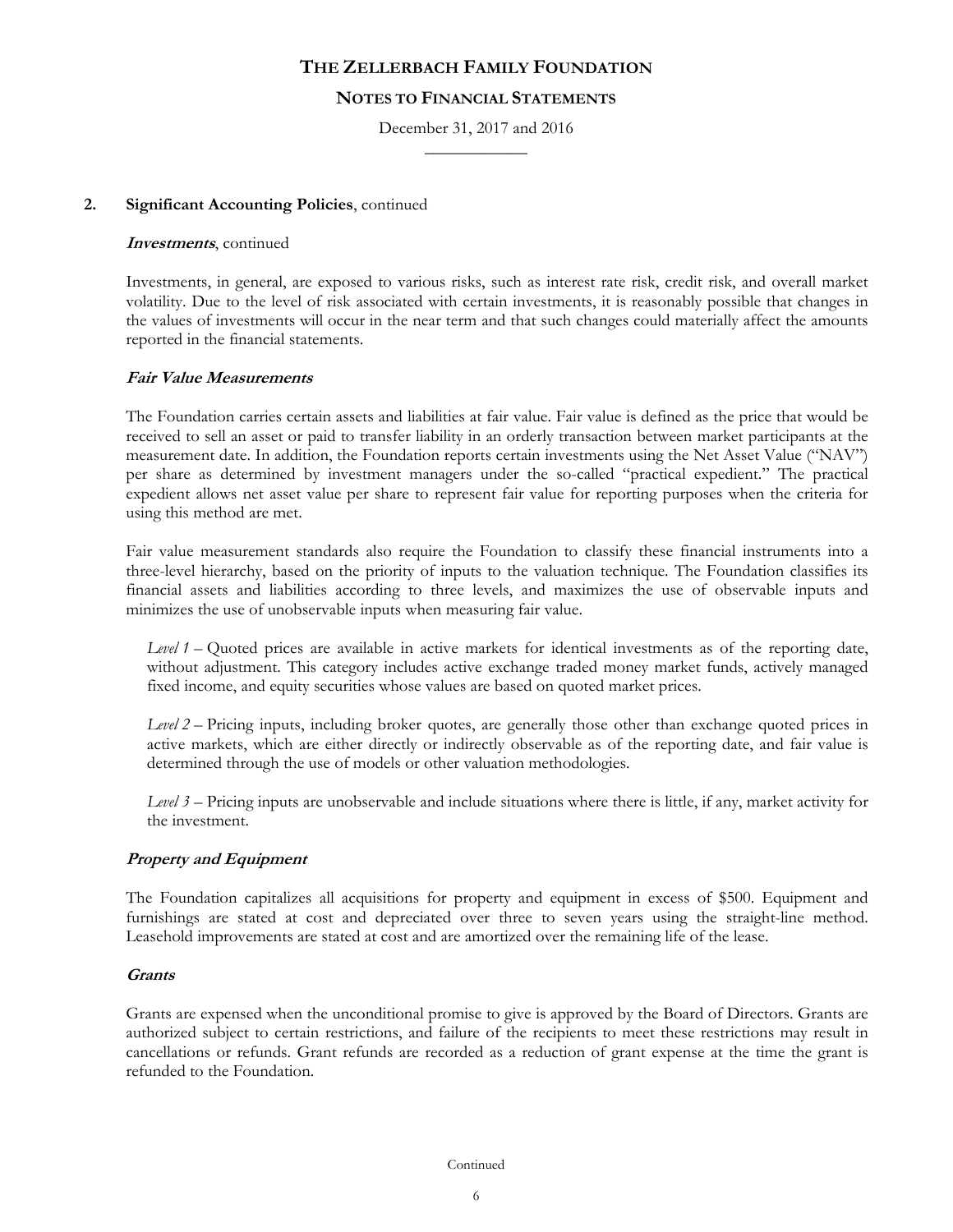## 2. Significant Accounting Policies, continued

### *Investments*, continued

Investments, in general, are exposed to various risks, such as interest rate risk, credit risk, and overall market volatility. Due to the level of risk associated with certain investments, it is reasonably possible that changes in the values of investments will occur in the near term and that such changes could materially affect the amounts reported in the financial statements.

### *Fair Value Measurements*

The Foundation carries certain assets and liabilities at fair value. Fair value is defined as the price that would be received to sell an asset or paid to transfer liability in an orderly transaction between market participants at the measurement date. In addition, the Foundation reports certain investments using the Net Asset Value ("NAV") per share as determined by investment managers under the so-called "practical expedient." The practical expedient allows net asset value per share to represent fair value for reporting purposes when the criteria for using this method are met.

Fair value measurement standards also require the Foundation to classify these financial instruments into a three-level hierarchy, based on the priority of inputs to the valuation technique. The Foundation classifies its financial assets and liabilities according to three levels, and maximizes the use of observable inputs and minimizes the use of unobservable inputs when measuring fair value.

*Level 1* – Quoted prices are available in active markets for identical investments as of the reporting date, without adjustment. This category includes active exchange traded money market funds, actively managed fixed income, and equity securities whose values are based on quoted market prices.

*Level 2* – Pricing inputs, including broker quotes, are generally those other than exchange quoted prices in active markets, which are either directly or indirectly observable as of the reporting date, and fair value is determined through the use of models or other valuation methodologies.

*Level 3* – Pricing inputs are unobservable and include situations where there is little, if any, market activity for the investment.

### *Property and Equipment*

The Foundation capitalizes all acquisitions for property and equipment in excess of $500. Equipment and furnishings are stated at cost and depreciated over three to seven years using the straight-line method. Leasehold improvements are stated at cost and are amortized over the remaining life of the lease.

### *Grants*

Grants are expensed when the unconditional promise to give is approved by the Board of Directors. Grants are authorized subject to certain restrictions, and failure of the recipients to meet these restrictions may result in cancellations or refunds. Grant refunds are recorded as a reduction of grant expense at the time the grant is refunded to the Foundation.

Continued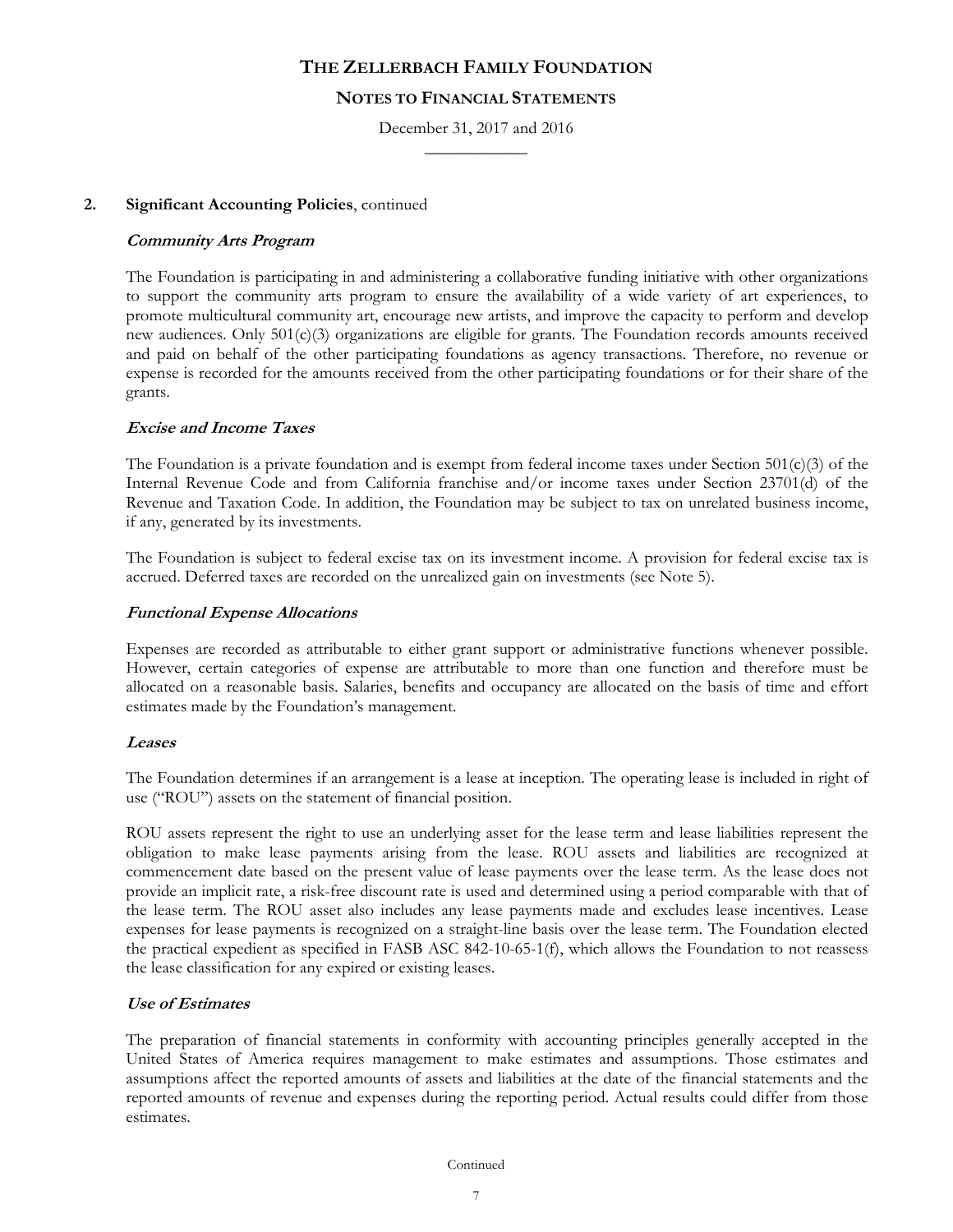## 2. Significant Accounting Policies, continued

***Community Arts Program***

The Foundation is participating in and administering a collaborative funding initiative with other organizations to support the community arts program to ensure the availability of a wide variety of art experiences, to promote multicultural community art, encourage new artists, and improve the capacity to perform and develop new audiences. Only 501(c)(3) organizations are eligible for grants. The Foundation records amounts received and paid on behalf of the other participating foundations as agency transactions. Therefore, no revenue or expense is recorded for the amounts received from the other participating foundations or for their share of the grants.

***Excise and Income Taxes***

The Foundation is a private foundation and is exempt from federal income taxes under Section 501(c)(3) of the Internal Revenue Code and from California franchise and/or income taxes under Section 23701(d) of the Revenue and Taxation Code. In addition, the Foundation may be subject to tax on unrelated business income, if any, generated by its investments.

The Foundation is subject to federal excise tax on its investment income. A provision for federal excise tax is accrued. Deferred taxes are recorded on the unrealized gain on investments (see Note 5).

***Functional Expense Allocations***

Expenses are recorded as attributable to either grant support or administrative functions whenever possible. However, certain categories of expense are attributable to more than one function and therefore must be allocated on a reasonable basis. Salaries, benefits and occupancy are allocated on the basis of time and effort estimates made by the Foundation's management.

***Leases***

The Foundation determines if an arrangement is a lease at inception. The operating lease is included in right of use ("ROU") assets on the statement of financial position.

ROU assets represent the right to use an underlying asset for the lease term and lease liabilities represent the obligation to make lease payments arising from the lease. ROU assets and liabilities are recognized at commencement date based on the present value of lease payments over the lease term. As the lease does not provide an implicit rate, a risk-free discount rate is used and determined using a period comparable with that of the lease term. The ROU asset also includes any lease payments made and excludes lease incentives. Lease expenses for lease payments is recognized on a straight-line basis over the lease term. The Foundation elected the practical expedient as specified in FASB ASC 842-10-65-1(f), which allows the Foundation to not reassess the lease classification for any expired or existing leases.

***Use of Estimates***

The preparation of financial statements in conformity with accounting principles generally accepted in the United States of America requires management to make estimates and assumptions. Those estimates and assumptions affect the reported amounts of assets and liabilities at the date of the financial statements and the reported amounts of revenue and expenses during the reporting period. Actual results could differ from those estimates.

Continued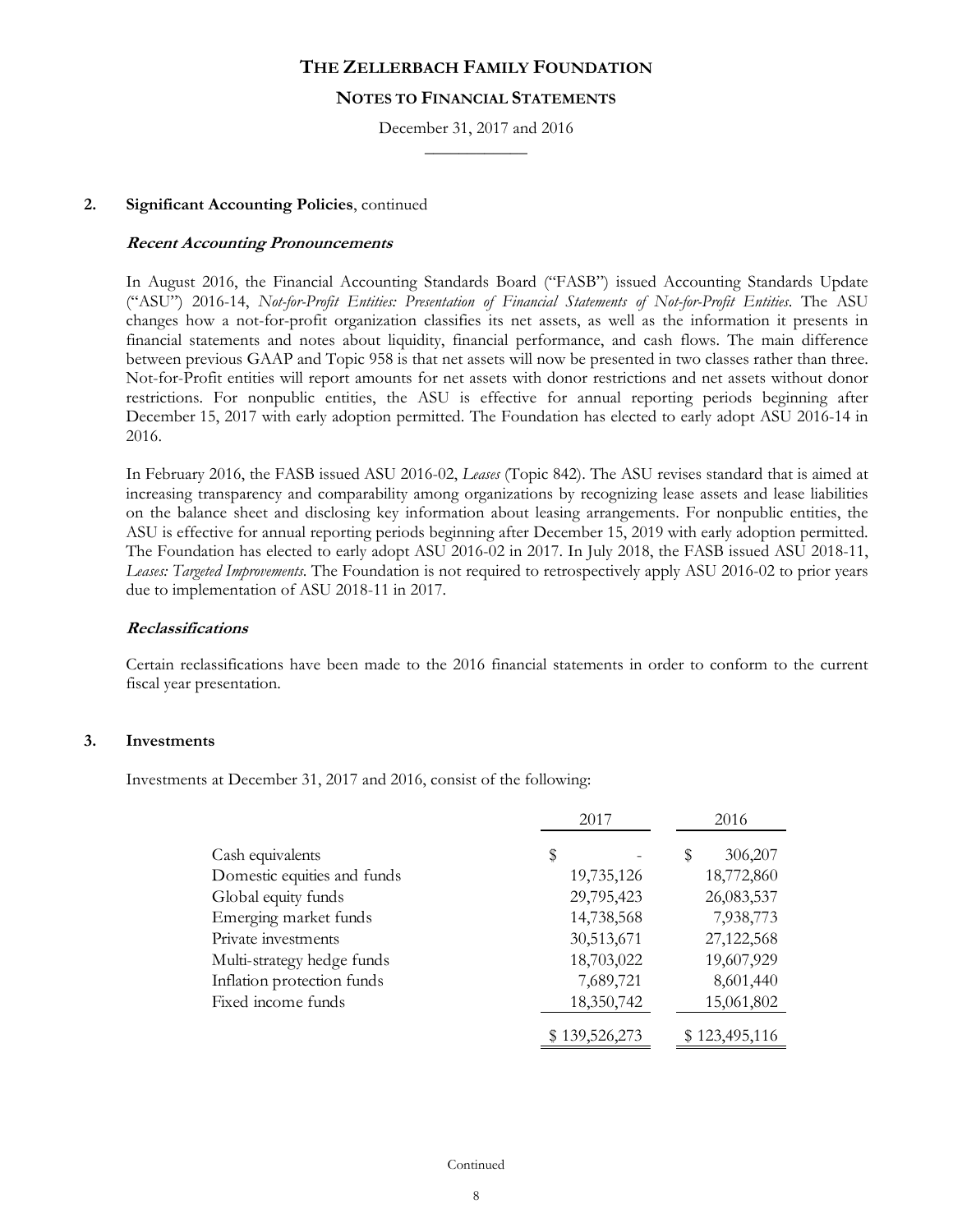## 2. Significant Accounting Policies, continued

### *Recent Accounting Pronouncements*

In August 2016, the Financial Accounting Standards Board ("FASB") issued Accounting Standards Update ("ASU") 2016-14, *Not-for-Profit Entities: Presentation of Financial Statements of Not-for-Profit Entities*. The ASU changes how a not-for-profit organization classifies its net assets, as well as the information it presents in financial statements and notes about liquidity, financial performance, and cash flows. The main difference between previous GAAP and Topic 958 is that net assets will now be presented in two classes rather than three. Not-for-Profit entities will report amounts for net assets with donor restrictions and net assets without donor restrictions. For nonpublic entities, the ASU is effective for annual reporting periods beginning after December 15, 2017 with early adoption permitted. The Foundation has elected to early adopt ASU 2016-14 in 2016.

In February 2016, the FASB issued ASU 2016-02, *Leases* (Topic 842). The ASU revises standard that is aimed at increasing transparency and comparability among organizations by recognizing lease assets and lease liabilities on the balance sheet and disclosing key information about leasing arrangements. For nonpublic entities, the ASU is effective for annual reporting periods beginning after December 15, 2019 with early adoption permitted. The Foundation has elected to early adopt ASU 2016-02 in 2017. In July 2018, the FASB issued ASU 2018-11, *Leases: Targeted Improvements*. The Foundation is not required to retrospectively apply ASU 2016-02 to prior years due to implementation of ASU 2018-11 in 2017.

### *Reclassifications*

Certain reclassifications have been made to the 2016 financial statements in order to conform to the current fiscal year presentation.

## 3. Investments

Investments at December 31, 2017 and 2016, consist of the following:

| | 2017 | 2016 |
|---|---|---|
| Cash equivalents | $ - | $ 306,207 |
| Domestic equities and funds | 19,735,126 | 18,772,860 |
| Global equity funds | 29,795,423 | 26,083,537 |
| Emerging market funds | 14,738,568 | 7,938,773 |
| Private investments | 30,513,671 | 27,122,568 |
| Multi-strategy hedge funds | 18,703,022 | 19,607,929 |
| Inflation protection funds | 7,689,721 | 8,601,440 |
| Fixed income funds | 18,350,742 | 15,061,802 |
| | $ 139,526,273 | $ 123,495,116 |

Continued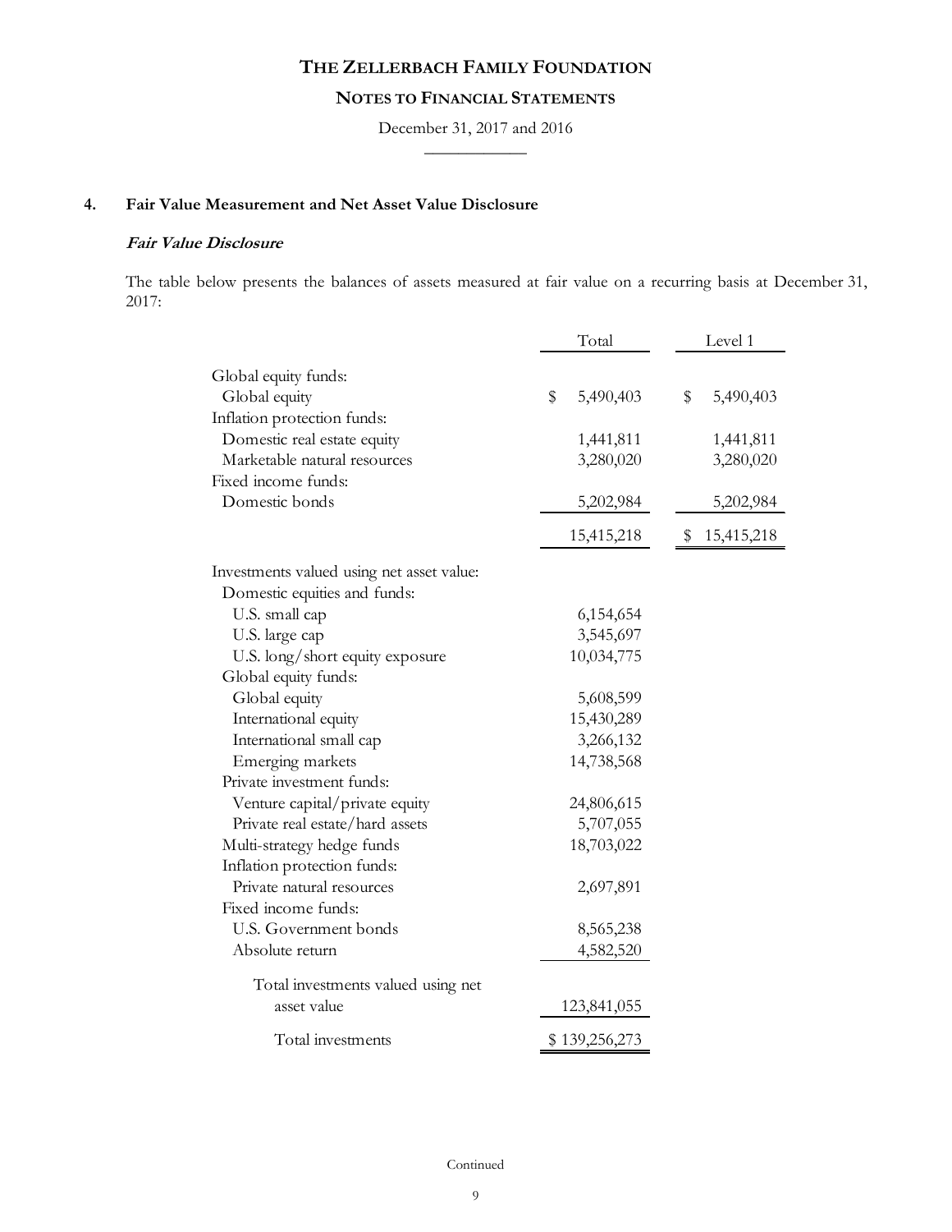# THE ZELLERBACH FAMILY FOUNDATION

## NOTES TO FINANCIAL STATEMENTS

December 31, 2017 and 2016

### 4. Fair Value Measurement and Net Asset Value Disclosure

***Fair Value Disclosure***

The table below presents the balances of assets measured at fair value on a recurring basis at December 31, 2017:

| | Total | Level 1 |
|---|---|---|
| Global equity funds: | | |
| Global equity | $ 5,490,403 | $ 5,490,403 |
| Inflation protection funds: | | |
| Domestic real estate equity | 1,441,811 | 1,441,811 |
| Marketable natural resources | 3,280,020 | 3,280,020 |
| Fixed income funds: | | |
| Domestic bonds | 5,202,984 | 5,202,984 |
| | 15,415,218 | $ 15,415,218 |
| Investments valued using net asset value: | | |
| Domestic equities and funds: | | |
| U.S. small cap | 6,154,654 | |
| U.S. large cap | 3,545,697 | |
| U.S. long/short equity exposure | 10,034,775 | |
| Global equity funds: | | |
| Global equity | 5,608,599 | |
| International equity | 15,430,289 | |
| International small cap | 3,266,132 | |
| Emerging markets | 14,738,568 | |
| Private investment funds: | | |
| Venture capital/private equity | 24,806,615 | |
| Private real estate/hard assets | 5,707,055 | |
| Multi-strategy hedge funds | 18,703,022 | |
| Inflation protection funds: | | |
| Private natural resources | 2,697,891 | |
| Fixed income funds: | | |
| U.S. Government bonds | 8,565,238 | |
| Absolute return | 4,582,520 | |
| Total investments valued using net asset value | 123,841,055 | |
| Total investments | $ 139,256,273 | |

Continued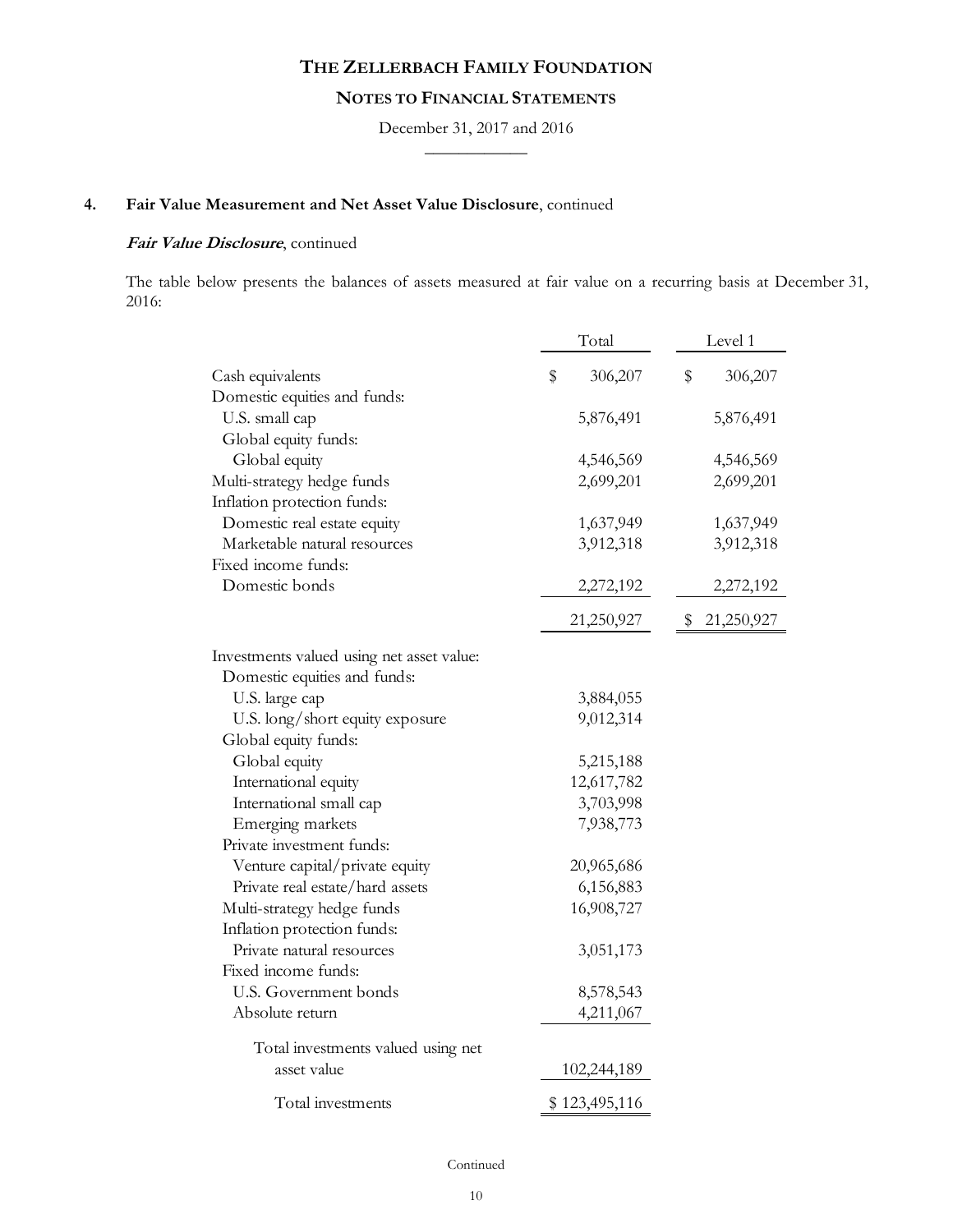# THE ZELLERBACH FAMILY FOUNDATION

## NOTES TO FINANCIAL STATEMENTS

December 31, 2017 and 2016

### 4. Fair Value Measurement and Net Asset Value Disclosure, continued

***Fair Value Disclosure***, continued

The table below presents the balances of assets measured at fair value on a recurring basis at December 31, 2016:

| | Total | Level 1 |
|---|---|---|
| Cash equivalents | $ 306,207 | $ 306,207 |
| Domestic equities and funds: | | |
| U.S. small cap | 5,876,491 | 5,876,491 |
| Global equity funds: | | |
| Global equity | 4,546,569 | 4,546,569 |
| Multi-strategy hedge funds | 2,699,201 | 2,699,201 |
| Inflation protection funds: | | |
| Domestic real estate equity | 1,637,949 | 1,637,949 |
| Marketable natural resources | 3,912,318 | 3,912,318 |
| Fixed income funds: | | |
| Domestic bonds | 2,272,192 | 2,272,192 |
| | 21,250,927 | $ 21,250,927 |
| Investments valued using net asset value: | | |
| Domestic equities and funds: | | |
| U.S. large cap | 3,884,055 | |
| U.S. long/short equity exposure | 9,012,314 | |
| Global equity funds: | | |
| Global equity | 5,215,188 | |
| International equity | 12,617,782 | |
| International small cap | 3,703,998 | |
| Emerging markets | 7,938,773 | |
| Private investment funds: | | |
| Venture capital/private equity | 20,965,686 | |
| Private real estate/hard assets | 6,156,883 | |
| Multi-strategy hedge funds | 16,908,727 | |
| Inflation protection funds: | | |
| Private natural resources | 3,051,173 | |
| Fixed income funds: | | |
| U.S. Government bonds | 8,578,543 | |
| Absolute return | 4,211,067 | |
| Total investments valued using net asset value | 102,244,189 | |
| Total investments | $ 123,495,116 | |

Continued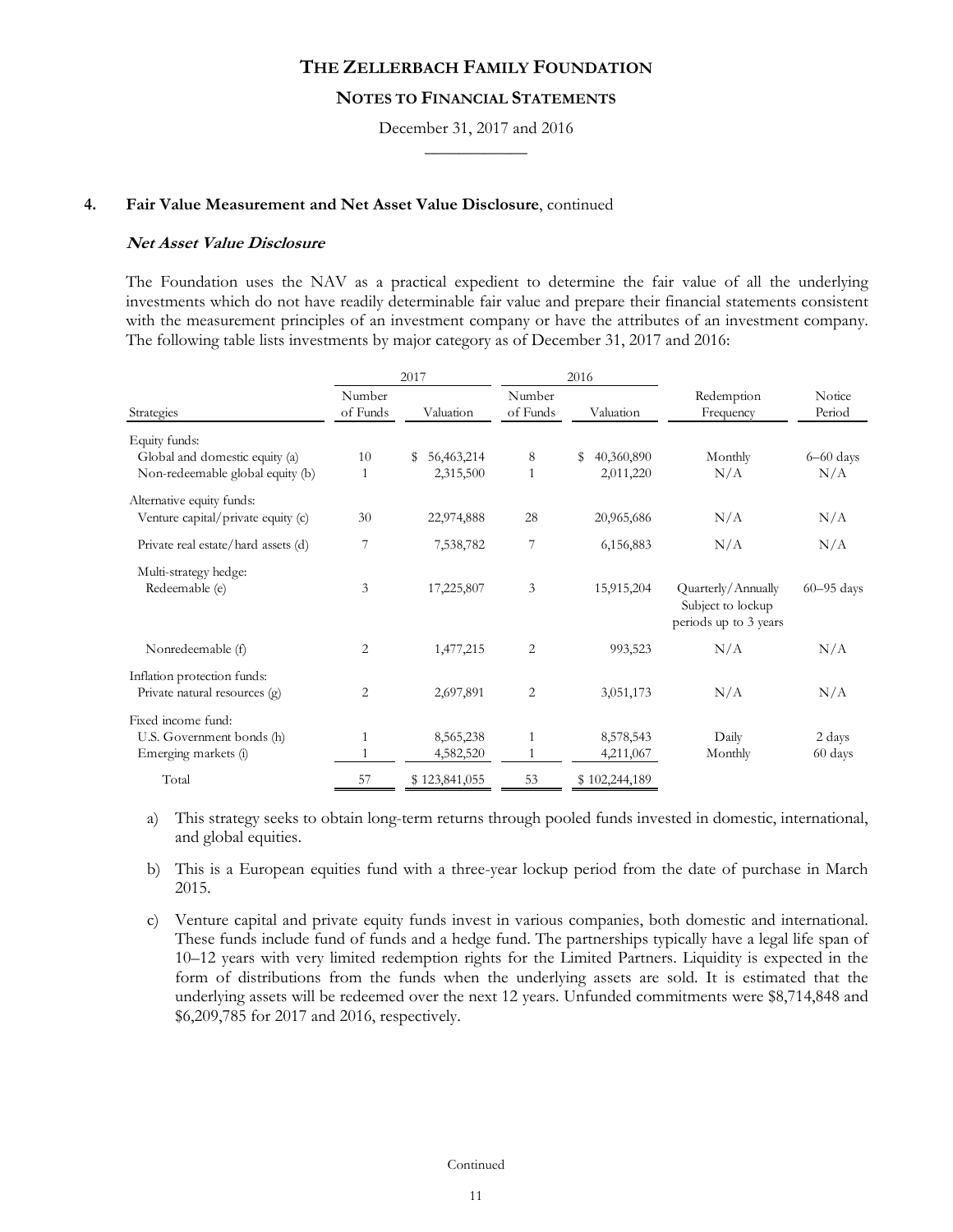# THE ZELLERBACH FAMILY FOUNDATION

## NOTES TO FINANCIAL STATEMENTS

December 31, 2017 and 2016

### 4. Fair Value Measurement and Net Asset Value Disclosure, continued

***Net Asset Value Disclosure***

The Foundation uses the NAV as a practical expedient to determine the fair value of all the underlying investments which do not have readily determinable fair value and prepare their financial statements consistent with the measurement principles of an investment company or have the attributes of an investment company. The following table lists investments by major category as of December 31, 2017 and 2016:

| | 2017 | | 2016 | | | |
|---|---|---|---|---|---|---|
| Strategies | Number of Funds | Valuation | Number of Funds | Valuation | Redemption Frequency | Notice Period |
| Equity funds: | | | | | | |
| Global and domestic equity (a) | 10 | $ 56,463,214 | 8 | $ 40,360,890 | Monthly | 6–60 days |
| Non-redeemable global equity (b) | 1 | 2,315,500 | 1 | 2,011,220 | N/A | N/A |
| Alternative equity funds: | | | | | | |
| Venture capital/private equity (c) | 30 | 22,974,888 | 28 | 20,965,686 | N/A | N/A |
| Private real estate/hard assets (d) | 7 | 7,538,782 | 7 | 6,156,883 | N/A | N/A |
| Multi-strategy hedge: | | | | | | |
| Redeemable (e) | 3 | 17,225,807 | 3 | 15,915,204 | Quarterly/Annually Subject to lockup periods up to 3 years | 60–95 days |
| Nonredeemable (f) | 2 | 1,477,215 | 2 | 993,523 | N/A | N/A |
| Inflation protection funds: | | | | | | |
| Private natural resources (g) | 2 | 2,697,891 | 2 | 3,051,173 | N/A | N/A |
| Fixed income fund: | | | | | | |
| U.S. Government bonds (h) | 1 | 8,565,238 | 1 | 8,578,543 | Daily | 2 days |
| Emerging markets (i) | 1 | 4,582,520 | 1 | 4,211,067 | Monthly | 60 days |
| Total | 57 | $ 123,841,055 | 53 | $ 102,244,189 | | |

a) This strategy seeks to obtain long-term returns through pooled funds invested in domestic, international, and global equities.

b) This is a European equities fund with a three-year lockup period from the date of purchase in March 2015.

c) Venture capital and private equity funds invest in various companies, both domestic and international. These funds include fund of funds and a hedge fund. The partnerships typically have a legal life span of 10–12 years with very limited redemption rights for the Limited Partners. Liquidity is expected in the form of distributions from the funds when the underlying assets are sold. It is estimated that the underlying assets will be redeemed over the next 12 years. Unfunded commitments were $8,714,848 and $6,209,785 for 2017 and 2016, respectively.

Continued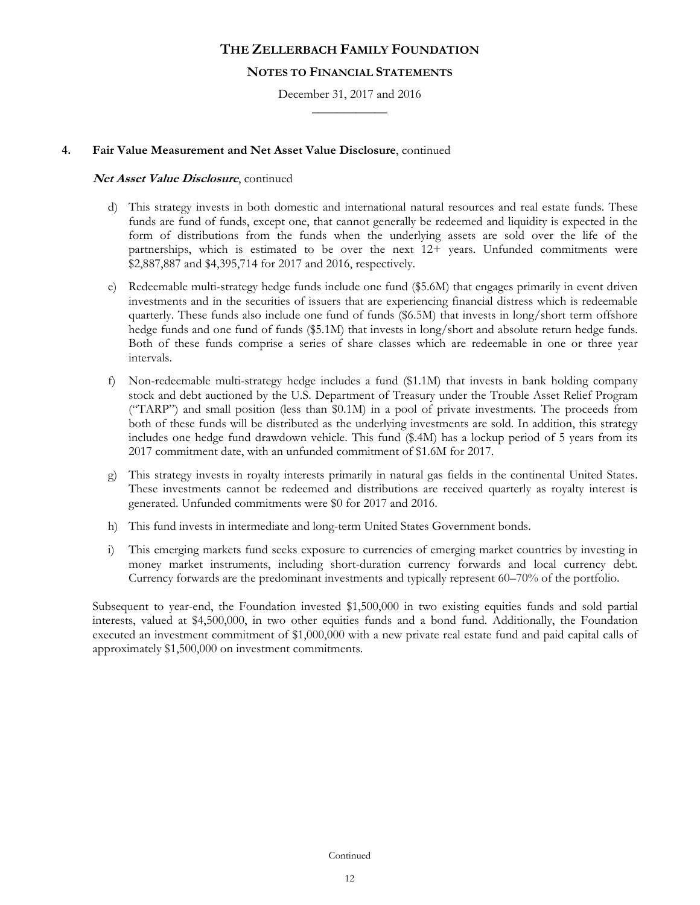## 4. Fair Value Measurement and Net Asset Value Disclosure, continued

### *Net Asset Value Disclosure*, continued

d) This strategy invests in both domestic and international natural resources and real estate funds. These funds are fund of funds, except one, that cannot generally be redeemed and liquidity is expected in the form of distributions from the funds when the underlying assets are sold over the life of the partnerships, which is estimated to be over the next 12+ years. Unfunded commitments were $2,887,887 and $4,395,714 for 2017 and 2016, respectively.

e) Redeemable multi-strategy hedge funds include one fund ($5.6M) that engages primarily in event driven investments and in the securities of issuers that are experiencing financial distress which is redeemable quarterly. These funds also include one fund of funds ($6.5M) that invests in long/short term offshore hedge funds and one fund of funds ($5.1M) that invests in long/short and absolute return hedge funds. Both of these funds comprise a series of share classes which are redeemable in one or three year intervals.

f) Non-redeemable multi-strategy hedge includes a fund ($1.1M) that invests in bank holding company stock and debt auctioned by the U.S. Department of Treasury under the Trouble Asset Relief Program ("TARP") and small position (less than $0.1M) in a pool of private investments. The proceeds from both of these funds will be distributed as the underlying investments are sold. In addition, this strategy includes one hedge fund drawdown vehicle. This fund ($.4M) has a lockup period of 5 years from its 2017 commitment date, with an unfunded commitment of $1.6M for 2017.

g) This strategy invests in royalty interests primarily in natural gas fields in the continental United States. These investments cannot be redeemed and distributions are received quarterly as royalty interest is generated. Unfunded commitments were $0 for 2017 and 2016.

h) This fund invests in intermediate and long-term United States Government bonds.

i) This emerging markets fund seeks exposure to currencies of emerging market countries by investing in money market instruments, including short-duration currency forwards and local currency debt. Currency forwards are the predominant investments and typically represent 60–70% of the portfolio.

Subsequent to year-end, the Foundation invested $1,500,000 in two existing equities funds and sold partial interests, valued at $4,500,000, in two other equities funds and a bond fund. Additionally, the Foundation executed an investment commitment of $1,000,000 with a new private real estate fund and paid capital calls of approximately $1,500,000 on investment commitments.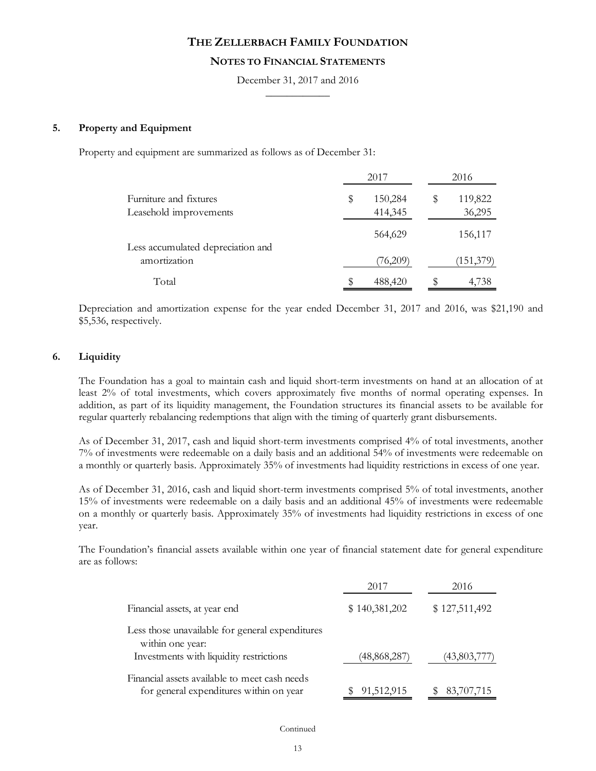# THE ZELLERBACH FAMILY FOUNDATION

## NOTES TO FINANCIAL STATEMENTS

December 31, 2017 and 2016

### 5. Property and Equipment

Property and equipment are summarized as follows as of December 31:

| | 2017 | 2016 |
|---|---|---|
| Furniture and fixtures | $ 150,284 | $ 119,822 |
| Leasehold improvements | 414,345 | 36,295 |
| | 564,629 | 156,117 |
| Less accumulated depreciation and amortization | (76,209) | (151,379) |
| Total | $ 488,420 | $ 4,738 |

Depreciation and amortization expense for the year ended December 31, 2017 and 2016, was $21,190 and $5,536, respectively.

### 6. Liquidity

The Foundation has a goal to maintain cash and liquid short-term investments on hand at an allocation of at least 2% of total investments, which covers approximately five months of normal operating expenses. In addition, as part of its liquidity management, the Foundation structures its financial assets to be available for regular quarterly rebalancing redemptions that align with the timing of quarterly grant disbursements.

As of December 31, 2017, cash and liquid short-term investments comprised 4% of total investments, another 7% of investments were redeemable on a daily basis and an additional 54% of investments were redeemable on a monthly or quarterly basis. Approximately 35% of investments had liquidity restrictions in excess of one year.

As of December 31, 2016, cash and liquid short-term investments comprised 5% of total investments, another 15% of investments were redeemable on a daily basis and an additional 45% of investments were redeemable on a monthly or quarterly basis. Approximately 35% of investments had liquidity restrictions in excess of one year.

The Foundation's financial assets available within one year of financial statement date for general expenditure are as follows:

| | 2017 | 2016 |
|---|---|---|
| Financial assets, at year end | $ 140,381,202 | $ 127,511,492 |
| Less those unavailable for general expenditures within one year: | | |
| Investments with liquidity restrictions | (48,868,287) | (43,803,777) |
| Financial assets available to meet cash needs for general expenditures within on year | $ 91,512,915 | $ 83,707,715 |

Continued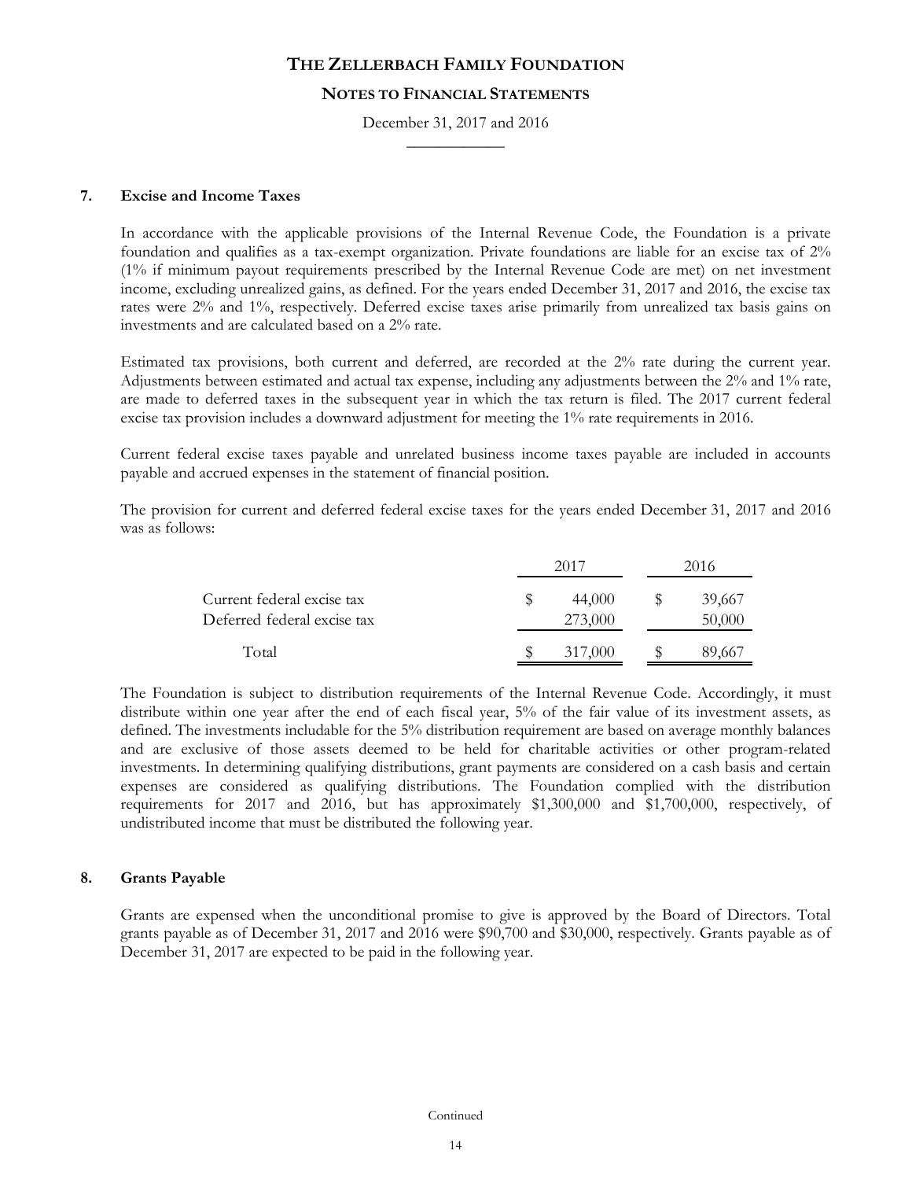# THE ZELLERBACH FAMILY FOUNDATION

## NOTES TO FINANCIAL STATEMENTS

December 31, 2017 and 2016

### 7. Excise and Income Taxes

In accordance with the applicable provisions of the Internal Revenue Code, the Foundation is a private foundation and qualifies as a tax-exempt organization. Private foundations are liable for an excise tax of 2% (1% if minimum payout requirements prescribed by the Internal Revenue Code are met) on net investment income, excluding unrealized gains, as defined. For the years ended December 31, 2017 and 2016, the excise tax rates were 2% and 1%, respectively. Deferred excise taxes arise primarily from unrealized tax basis gains on investments and are calculated based on a 2% rate.

Estimated tax provisions, both current and deferred, are recorded at the 2% rate during the current year. Adjustments between estimated and actual tax expense, including any adjustments between the 2% and 1% rate, are made to deferred taxes in the subsequent year in which the tax return is filed. The 2017 current federal excise tax provision includes a downward adjustment for meeting the 1% rate requirements in 2016.

Current federal excise taxes payable and unrelated business income taxes payable are included in accounts payable and accrued expenses in the statement of financial position.

The provision for current and deferred federal excise taxes for the years ended December 31, 2017 and 2016 was as follows:

| | 2017 | 2016 |
|---|---|---|
| Current federal excise tax | $ 44,000 | $ 39,667 |
| Deferred federal excise tax | 273,000 | 50,000 |
| Total | $ 317,000 | $ 89,667 |

The Foundation is subject to distribution requirements of the Internal Revenue Code. Accordingly, it must distribute within one year after the end of each fiscal year, 5% of the fair value of its investment assets, as defined. The investments includable for the 5% distribution requirement are based on average monthly balances and are exclusive of those assets deemed to be held for charitable activities or other program-related investments. In determining qualifying distributions, grant payments are considered on a cash basis and certain expenses are considered as qualifying distributions. The Foundation complied with the distribution requirements for 2017 and 2016, but has approximately $1,300,000 and $1,700,000, respectively, of undistributed income that must be distributed the following year.

### 8. Grants Payable

Grants are expensed when the unconditional promise to give is approved by the Board of Directors. Total grants payable as of December 31, 2017 and 2016 were $90,700 and $30,000, respectively. Grants payable as of December 31, 2017 are expected to be paid in the following year.

Continued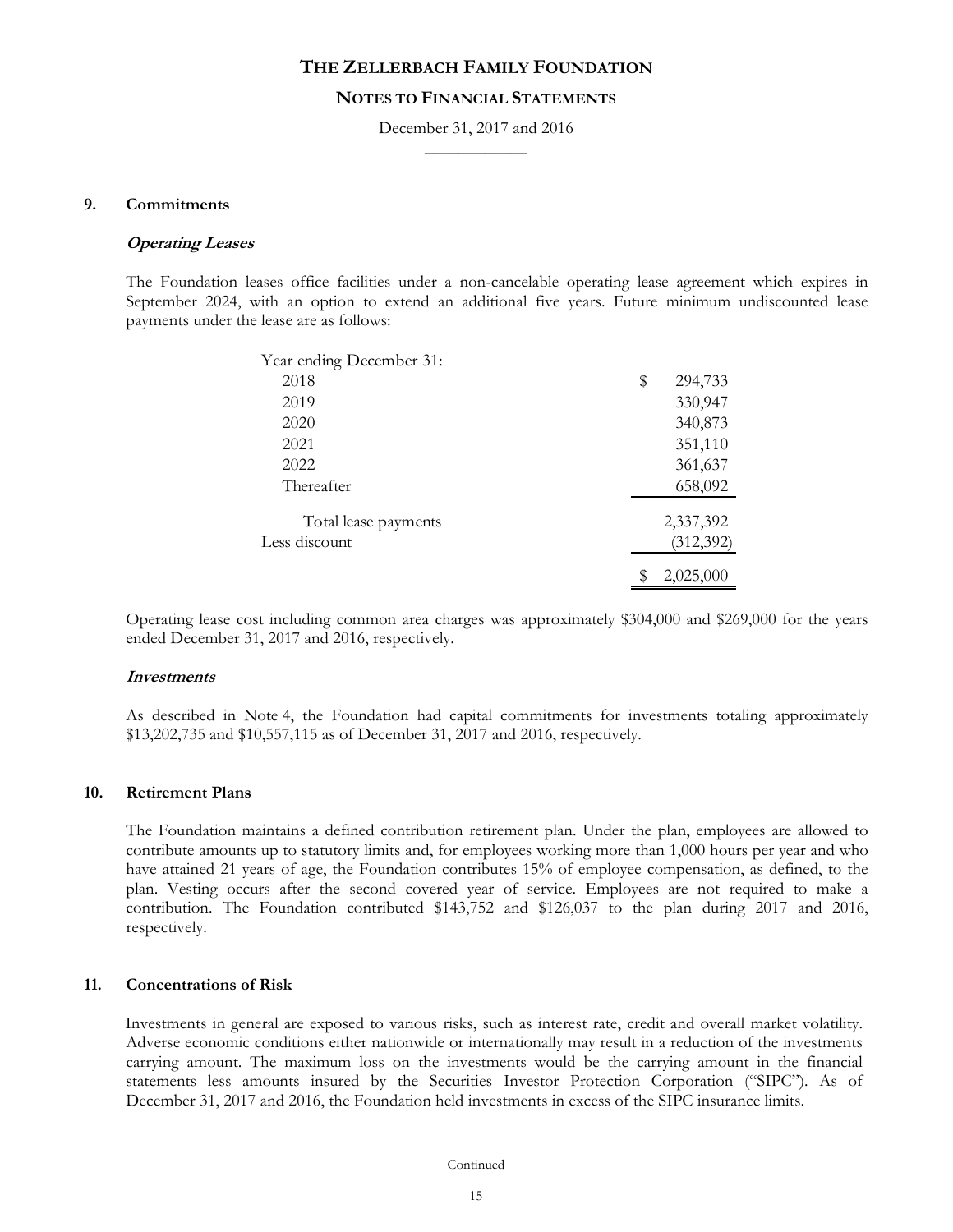# THE ZELLERBACH FAMILY FOUNDATION

## NOTES TO FINANCIAL STATEMENTS

December 31, 2017 and 2016

### 9. Commitments

***Operating Leases***

The Foundation leases office facilities under a non-cancelable operating lease agreement which expires in September 2024, with an option to extend an additional five years. Future minimum undiscounted lease payments under the lease are as follows:

| Year ending December 31: | |
|---|---|
| 2018 | $ 294,733 |
| 2019 | 330,947 |
| 2020 | 340,873 |
| 2021 | 351,110 |
| 2022 | 361,637 |
| Thereafter | 658,092 |
| Total lease payments | 2,337,392 |
| Less discount | (312,392) |
| | $ 2,025,000 |

Operating lease cost including common area charges was approximately $304,000 and $269,000 for the years ended December 31, 2017 and 2016, respectively.

***Investments***

As described in Note 4, the Foundation had capital commitments for investments totaling approximately $13,202,735 and $10,557,115 as of December 31, 2017 and 2016, respectively.

### 10. Retirement Plans

The Foundation maintains a defined contribution retirement plan. Under the plan, employees are allowed to contribute amounts up to statutory limits and, for employees working more than 1,000 hours per year and who have attained 21 years of age, the Foundation contributes 15% of employee compensation, as defined, to the plan. Vesting occurs after the second covered year of service. Employees are not required to make a contribution. The Foundation contributed $143,752 and $126,037 to the plan during 2017 and 2016, respectively.

### 11. Concentrations of Risk

Investments in general are exposed to various risks, such as interest rate, credit and overall market volatility. Adverse economic conditions either nationwide or internationally may result in a reduction of the investments carrying amount. The maximum loss on the investments would be the carrying amount in the financial statements less amounts insured by the Securities Investor Protection Corporation ("SIPC"). As of December 31, 2017 and 2016, the Foundation held investments in excess of the SIPC insurance limits.

Continued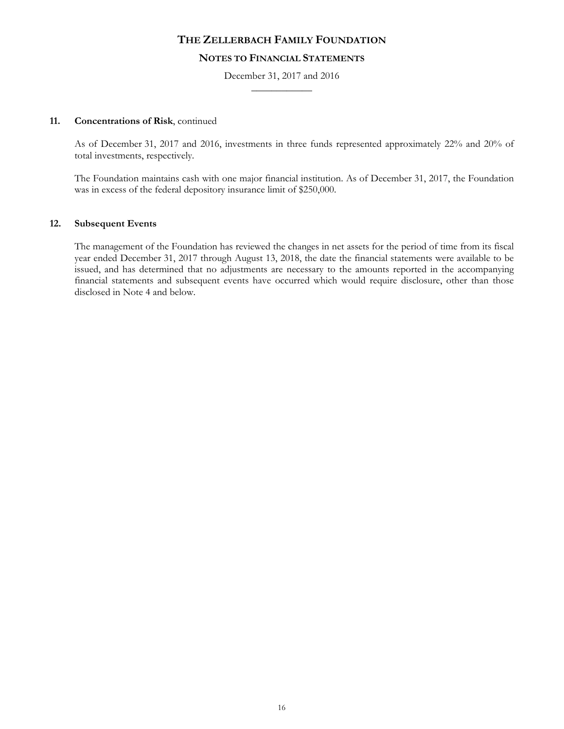# THE ZELLERBACH FAMILY FOUNDATION

## NOTES TO FINANCIAL STATEMENTS

December 31, 2017 and 2016

### 11. Concentrations of Risk, continued

As of December 31, 2017 and 2016, investments in three funds represented approximately 22% and 20% of total investments, respectively.

The Foundation maintains cash with one major financial institution. As of December 31, 2017, the Foundation was in excess of the federal depository insurance limit of $250,000.

### 12. Subsequent Events

The management of the Foundation has reviewed the changes in net assets for the period of time from its fiscal year ended December 31, 2017 through August 13, 2018, the date the financial statements were available to be issued, and has determined that no adjustments are necessary to the amounts reported in the accompanying financial statements and subsequent events have occurred which would require disclosure, other than those disclosed in Note 4 and below.